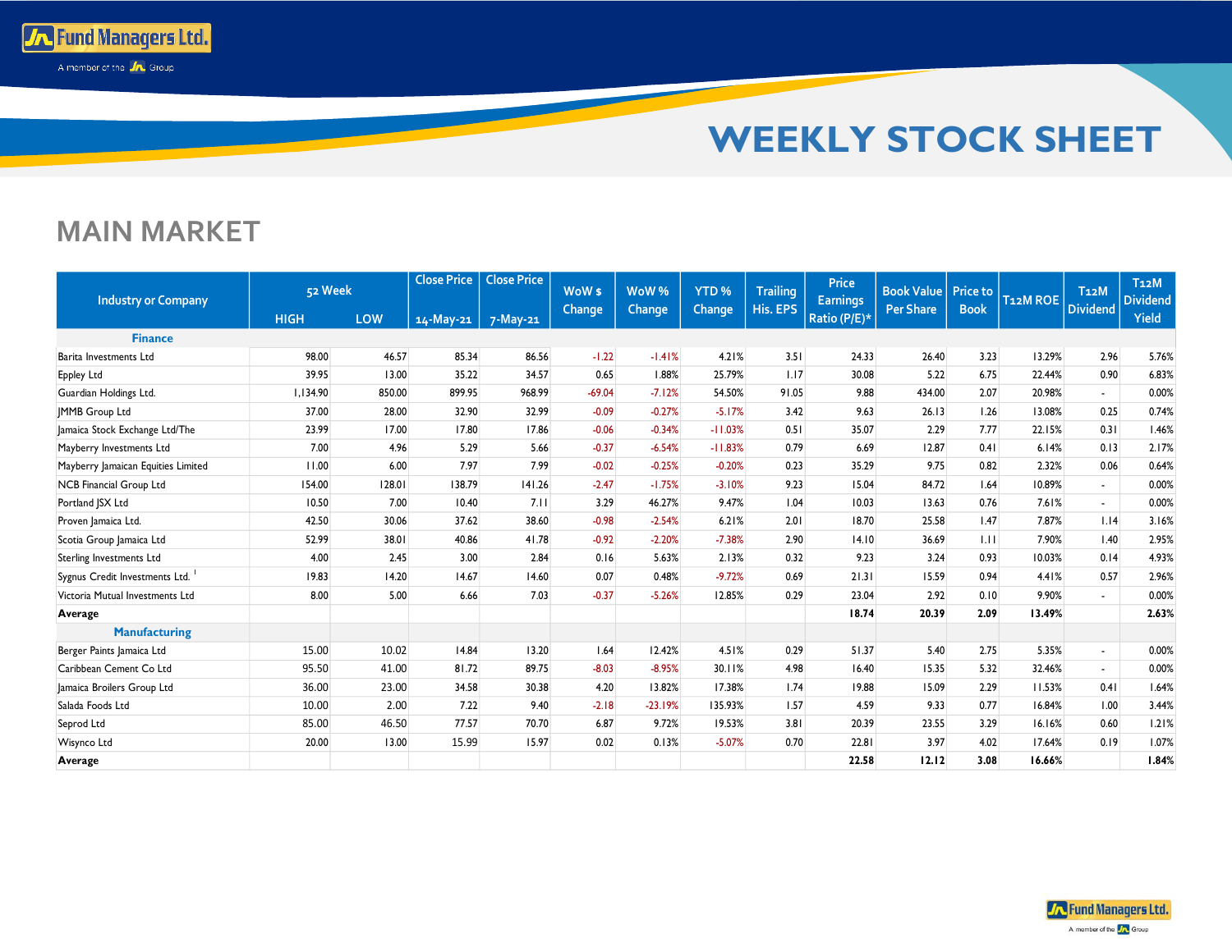# WEEKLY STOCK SHEET

## MAIN MARKET

| Industry or Company | 52 Week | | Close Price | Close Price | WoW $ Change | WoW % Change | YTD % Change | Trailing His. EPS | Price Earnings Ratio (P/E)* | Book Value Per Share | Price to Book | T12M ROE | T12M Dividend | T12M Dividend Yield |
|---|---|---|---|---|---|---|---|---|---|---|---|---|---|---|
| | HIGH | LOW | 14-May-21 | 7-May-21 | | | | | | | | | | |
| **Finance** | | | | | | | | | | | | | | |
| Barita Investments Ltd | 98.00 | 46.57 | 85.34 | 86.56 | -1.22 | -1.41% | 4.21% | 3.51 | 24.33 | 26.40 | 3.23 | 13.29% | 2.96 | 5.76% |
| Eppley Ltd | 39.95 | 13.00 | 35.22 | 34.57 | 0.65 | 1.88% | 25.79% | 1.17 | 30.08 | 5.22 | 6.75 | 22.44% | 0.90 | 6.83% |
| Guardian Holdings Ltd. | 1,134.90 | 850.00 | 899.95 | 968.99 | -69.04 | -7.12% | 54.50% | 91.05 | 9.88 | 434.00 | 2.07 | 20.98% | - | 0.00% |
| JMMB Group Ltd | 37.00 | 28.00 | 32.90 | 32.99 | -0.09 | -0.27% | -5.17% | 3.42 | 9.63 | 26.13 | 1.26 | 13.08% | 0.25 | 0.74% |
| Jamaica Stock Exchange Ltd/The | 23.99 | 17.00 | 17.80 | 17.86 | -0.06 | -0.34% | -11.03% | 0.51 | 35.07 | 2.29 | 7.77 | 22.15% | 0.31 | 1.46% |
| Mayberry Investments Ltd | 7.00 | 4.96 | 5.29 | 5.66 | -0.37 | -6.54% | -11.83% | 0.79 | 6.69 | 12.87 | 0.41 | 6.14% | 0.13 | 2.17% |
| Mayberry Jamaican Equities Limited | 11.00 | 6.00 | 7.97 | 7.99 | -0.02 | -0.25% | -0.20% | 0.23 | 35.29 | 9.75 | 0.82 | 2.32% | 0.06 | 0.64% |
| NCB Financial Group Ltd | 154.00 | 128.01 | 138.79 | 141.26 | -2.47 | -1.75% | -3.10% | 9.23 | 15.04 | 84.72 | 1.64 | 10.89% | - | 0.00% |
| Portland JSX Ltd | 10.50 | 7.00 | 10.40 | 7.11 | 3.29 | 46.27% | 9.47% | 1.04 | 10.03 | 13.63 | 0.76 | 7.61% | - | 0.00% |
| Proven Jamaica Ltd. | 42.50 | 30.06 | 37.62 | 38.60 | -0.98 | -2.54% | 6.21% | 2.01 | 18.70 | 25.58 | 1.47 | 7.87% | 1.14 | 3.16% |
| Scotia Group Jamaica Ltd | 52.99 | 38.01 | 40.86 | 41.78 | -0.92 | -2.20% | -7.38% | 2.90 | 14.10 | 36.69 | 1.11 | 7.90% | 1.40 | 2.95% |
| Sterling Investments Ltd | 4.00 | 2.45 | 3.00 | 2.84 | 0.16 | 5.63% | 2.13% | 0.32 | 9.23 | 3.24 | 0.93 | 10.03% | 0.14 | 4.93% |
| Sygnus Credit Investments Ltd. [1] | 19.83 | 14.20 | 14.67 | 14.60 | 0.07 | 0.48% | -9.72% | 0.69 | 21.31 | 15.59 | 0.94 | 4.41% | 0.57 | 2.96% |
| Victoria Mutual Investments Ltd | 8.00 | 5.00 | 6.66 | 7.03 | -0.37 | -5.26% | 12.85% | 0.29 | 23.04 | 2.92 | 0.10 | 9.90% | - | 0.00% |
| **Average** | | | | | | | | | **18.74** | **20.39** | **2.09** | **13.49%** | | **2.63%** |
| **Manufacturing** | | | | | | | | | | | | | | |
| Berger Paints Jamaica Ltd | 15.00 | 10.02 | 14.84 | 13.20 | 1.64 | 12.42% | 4.51% | 0.29 | 51.37 | 5.40 | 2.75 | 5.35% | - | 0.00% |
| Caribbean Cement Co Ltd | 95.50 | 41.00 | 81.72 | 89.75 | -8.03 | -8.95% | 30.11% | 4.98 | 16.40 | 15.35 | 5.32 | 32.46% | - | 0.00% |
| Jamaica Broilers Group Ltd | 36.00 | 23.00 | 34.58 | 30.38 | 4.20 | 13.82% | 17.38% | 1.74 | 19.88 | 15.09 | 2.29 | 11.53% | 0.41 | 1.64% |
| Salada Foods Ltd | 10.00 | 2.00 | 7.22 | 9.40 | -2.18 | -23.19% | 135.93% | 1.57 | 4.59 | 9.33 | 0.77 | 16.84% | 1.00 | 3.44% |
| Seprod Ltd | 85.00 | 46.50 | 77.57 | 70.70 | 6.87 | 9.72% | 19.53% | 3.81 | 20.39 | 23.55 | 3.29 | 16.16% | 0.60 | 1.21% |
| Wisynco Ltd | 20.00 | 13.00 | 15.99 | 15.97 | 0.02 | 0.13% | -5.07% | 0.70 | 22.81 | 3.97 | 4.02 | 17.64% | 0.19 | 1.07% |
| **Average** | | | | | | | | | **22.58** | **12.12** | **3.08** | **16.66%** | | **1.84%** |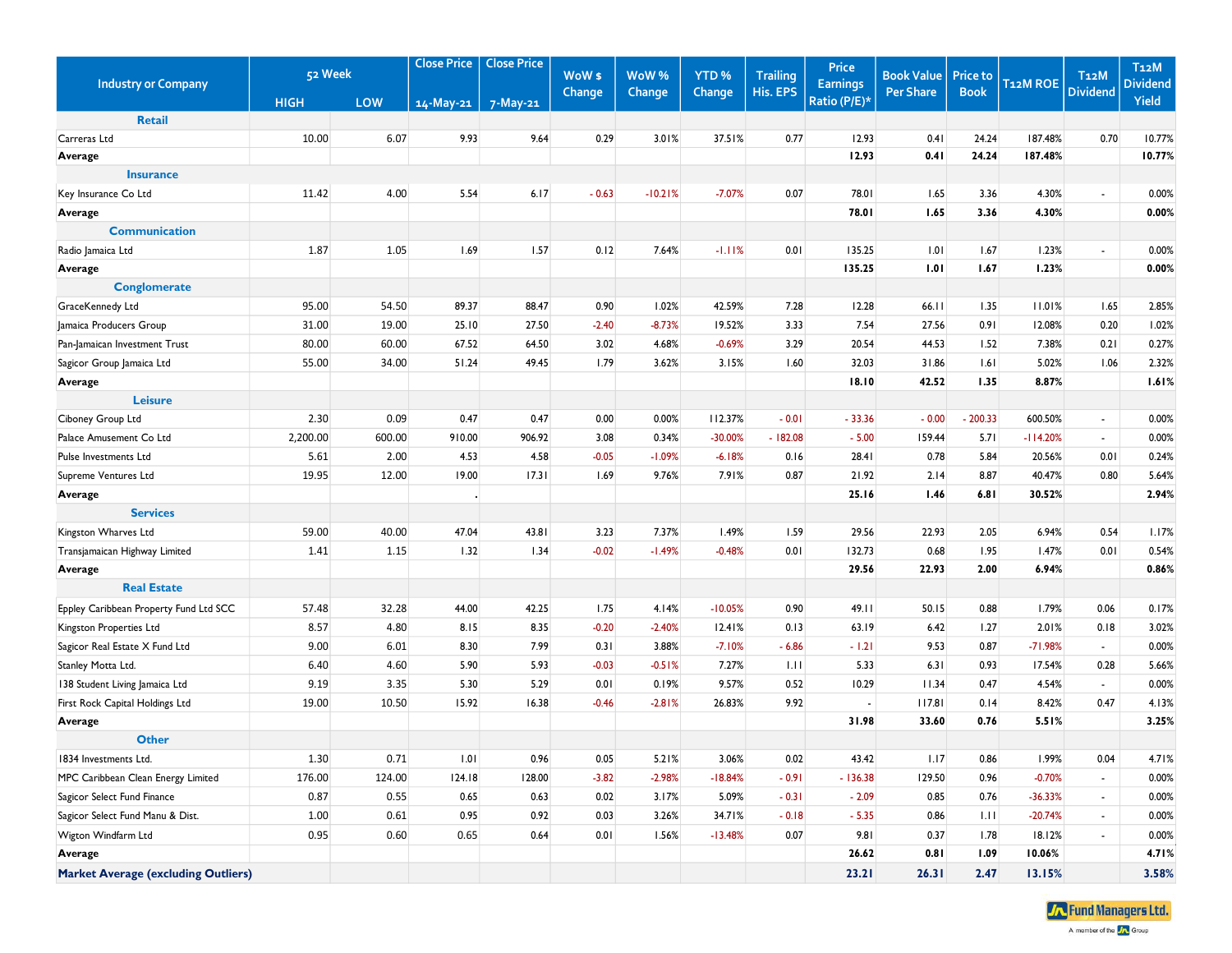| Industry or Company | 52 Week | | Close Price | Close Price | WoW $ Change | WoW % Change | YTD % Change | Trailing His. EPS | Price Earnings Ratio (P/E)* | Book Value Per Share | Price to Book | T12M ROE | T12M Dividend | T12M Dividend Yield |
|---|---|---|---|---|---|---|---|---|---|---|---|---|---|---|
| | HIGH | LOW | 14-May-21 | 7-May-21 | | | | | | | | | | |
| **Retail** | | | | | | | | | | | | | | |
| Carreras Ltd | 10.00 | 6.07 | 9.93 | 9.64 | 0.29 | 3.01% | 37.51% | 0.77 | 12.93 | 0.41 | 24.24 | 187.48% | 0.70 | 10.77% |
| **Average** | | | | | | | | | **12.93** | **0.41** | **24.24** | **187.48%** | | **10.77%** |
| **Insurance** | | | | | | | | | | | | | | |
| Key Insurance Co Ltd | 11.42 | 4.00 | 5.54 | 6.17 | - 0.63 | -10.21% | -7.07% | 0.07 | 78.01 | 1.65 | 3.36 | 4.30% | - | 0.00% |
| **Average** | | | | | | | | | **78.01** | **1.65** | **3.36** | **4.30%** | | **0.00%** |
| **Communication** | | | | | | | | | | | | | | |
| Radio Jamaica Ltd | 1.87 | 1.05 | 1.69 | 1.57 | 0.12 | 7.64% | -1.11% | 0.01 | 135.25 | 1.01 | 1.67 | 1.23% | - | 0.00% |
| **Average** | | | | | | | | | **135.25** | **1.01** | **1.67** | **1.23%** | | **0.00%** |
| **Conglomerate** | | | | | | | | | | | | | | |
| GraceKennedy Ltd | 95.00 | 54.50 | 89.37 | 88.47 | 0.90 | 1.02% | 42.59% | 7.28 | 12.28 | 66.11 | 1.35 | 11.01% | 1.65 | 2.85% |
| Jamaica Producers Group | 31.00 | 19.00 | 25.10 | 27.50 | -2.40 | -8.73% | 19.52% | 3.33 | 7.54 | 27.56 | 0.91 | 12.08% | 0.20 | 1.02% |
| Pan-Jamaican Investment Trust | 80.00 | 60.00 | 67.52 | 64.50 | 3.02 | 4.68% | -0.69% | 3.29 | 20.54 | 44.53 | 1.52 | 7.38% | 0.21 | 0.27% |
| Sagicor Group Jamaica Ltd | 55.00 | 34.00 | 51.24 | 49.45 | 1.79 | 3.62% | 3.15% | 1.60 | 32.03 | 31.86 | 1.61 | 5.02% | 1.06 | 2.32% |
| **Average** | | | | | | | | | **18.10** | **42.52** | **1.35** | **8.87%** | | **1.61%** |
| **Leisure** | | | | | | | | | | | | | | |
| Ciboney Group Ltd | 2.30 | 0.09 | 0.47 | 0.47 | 0.00 | 0.00% | 112.37% | - 0.01 | - 33.36 | - 0.00 | - 200.33 | 600.50% | - | 0.00% |
| Palace Amusement Co Ltd | 2,200.00 | 600.00 | 910.00 | 906.92 | 3.08 | 0.34% | -30.00% | - 182.08 | - 5.00 | 159.44 | 5.71 | -114.20% | - | 0.00% |
| Pulse Investments Ltd | 5.61 | 2.00 | 4.53 | 4.58 | -0.05 | -1.09% | -6.18% | 0.16 | 28.41 | 0.78 | 5.84 | 20.56% | 0.01 | 0.24% |
| Supreme Ventures Ltd | 19.95 | 12.00 | 19.00 | 17.31 | 1.69 | 9.76% | 7.91% | 0.87 | 21.92 | 2.14 | 8.87 | 40.47% | 0.80 | 5.64% |
| **Average** | | | . | | | | | | **25.16** | **1.46** | **6.81** | **30.52%** | | **2.94%** |
| **Services** | | | | | | | | | | | | | | |
| Kingston Wharves Ltd | 59.00 | 40.00 | 47.04 | 43.81 | 3.23 | 7.37% | 1.49% | 1.59 | 29.56 | 22.93 | 2.05 | 6.94% | 0.54 | 1.17% |
| Transjamaican Highway Limited | 1.41 | 1.15 | 1.32 | 1.34 | -0.02 | -1.49% | -0.48% | 0.01 | 132.73 | 0.68 | 1.95 | 1.47% | 0.01 | 0.54% |
| **Average** | | | | | | | | | **29.56** | **22.93** | **2.00** | **6.94%** | | **0.86%** |
| **Real Estate** | | | | | | | | | | | | | | |
| Eppley Caribbean Property Fund Ltd SCC | 57.48 | 32.28 | 44.00 | 42.25 | 1.75 | 4.14% | -10.05% | 0.90 | 49.11 | 50.15 | 0.88 | 1.79% | 0.06 | 0.17% |
| Kingston Properties Ltd | 8.57 | 4.80 | 8.15 | 8.35 | -0.20 | -2.40% | 12.41% | 0.13 | 63.19 | 6.42 | 1.27 | 2.01% | 0.18 | 3.02% |
| Sagicor Real Estate X Fund Ltd | 9.00 | 6.01 | 8.30 | 7.99 | 0.31 | 3.88% | -7.10% | - 6.86 | - 1.21 | 9.53 | 0.87 | -71.98% | - | 0.00% |
| Stanley Motta Ltd. | 6.40 | 4.60 | 5.90 | 5.93 | -0.03 | -0.51% | 7.27% | 1.11 | 5.33 | 6.31 | 0.93 | 17.54% | 0.28 | 5.66% |
| 138 Student Living Jamaica Ltd | 9.19 | 3.35 | 5.30 | 5.29 | 0.01 | 0.19% | 9.57% | 0.52 | 10.29 | 11.34 | 0.47 | 4.54% | - | 0.00% |
| First Rock Capital Holdings Ltd | 19.00 | 10.50 | 15.92 | 16.38 | -0.46 | -2.81% | 26.83% | 9.92 | - | 117.81 | 0.14 | 8.42% | 0.47 | 4.13% |
| **Average** | | | | | | | | | **31.98** | **33.60** | **0.76** | **5.51%** | | **3.25%** |
| **Other** | | | | | | | | | | | | | | |
| 1834 Investments Ltd. | 1.30 | 0.71 | 1.01 | 0.96 | 0.05 | 5.21% | 3.06% | 0.02 | 43.42 | 1.17 | 0.86 | 1.99% | 0.04 | 4.71% |
| MPC Caribbean Clean Energy Limited | 176.00 | 124.00 | 124.18 | 128.00 | -3.82 | -2.98% | -18.84% | - 0.91 | - 136.38 | 129.50 | 0.96 | -0.70% | - | 0.00% |
| Sagicor Select Fund Finance | 0.87 | 0.55 | 0.65 | 0.63 | 0.02 | 3.17% | 5.09% | - 0.31 | - 2.09 | 0.85 | 0.76 | -36.33% | - | 0.00% |
| Sagicor Select Fund Manu & Dist. | 1.00 | 0.61 | 0.95 | 0.92 | 0.03 | 3.26% | 34.71% | - 0.18 | - 5.35 | 0.86 | 1.11 | -20.74% | - | 0.00% |
| Wigton Windfarm Ltd | 0.95 | 0.60 | 0.65 | 0.64 | 0.01 | 1.56% | -13.48% | 0.07 | 9.81 | 0.37 | 1.78 | 18.12% | - | 0.00% |
| **Average** | | | | | | | | | **26.62** | **0.81** | **1.09** | **10.06%** | | **4.71%** |
| **Market Average (excluding Outliers)** | | | | | | | | | **23.21** | **26.31** | **2.47** | **13.15%** | | **3.58%** |

Fund Managers Ltd. A member of the JN Group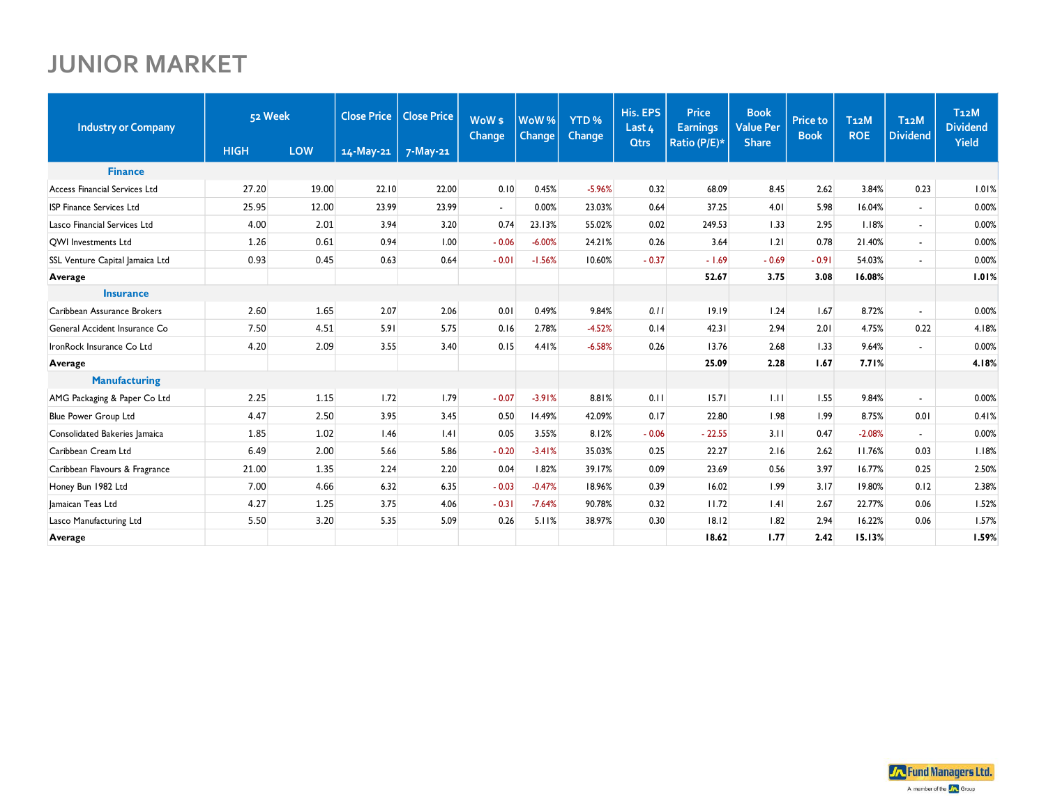# JUNIOR MARKET

| Industry or Company | 52 Week | | Close Price | Close Price | WoW $ Change | WoW % Change | YTD % Change | His. EPS Last 4 Qtrs | Price Earnings Ratio (P/E)* | Book Value Per Share | Price to Book | T12M ROE | T12M Dividend | T12M Dividend Yield |
|---|---|---|---|---|---|---|---|---|---|---|---|---|---|---|
| | HIGH | LOW | 14-May-21 | 7-May-21 | | | | | | | | | | |
| **Finance** | | | | | | | | | | | | | | |
| Access Financial Services Ltd | 27.20 | 19.00 | 22.10 | 22.00 | 0.10 | 0.45% | -5.96% | 0.32 | 68.09 | 8.45 | 2.62 | 3.84% | 0.23 | 1.01% |
| ISP Finance Services Ltd | 25.95 | 12.00 | 23.99 | 23.99 | - | 0.00% | 23.03% | 0.64 | 37.25 | 4.01 | 5.98 | 16.04% | - | 0.00% |
| Lasco Financial Services Ltd | 4.00 | 2.01 | 3.94 | 3.20 | 0.74 | 23.13% | 55.02% | 0.02 | 249.53 | 1.33 | 2.95 | 1.18% | - | 0.00% |
| QWI Investments Ltd | 1.26 | 0.61 | 0.94 | 1.00 | - 0.06 | -6.00% | 24.21% | 0.26 | 3.64 | 1.21 | 0.78 | 21.40% | - | 0.00% |
| SSL Venture Capital Jamaica Ltd | 0.93 | 0.45 | 0.63 | 0.64 | - 0.01 | -1.56% | 10.60% | - 0.37 | - 1.69 | - 0.69 | - 0.91 | 54.03% | - | 0.00% |
| **Average** | | | | | | | | | **52.67** | **3.75** | **3.08** | **16.08%** | | **1.01%** |
| **Insurance** | | | | | | | | | | | | | | |
| Caribbean Assurance Brokers | 2.60 | 1.65 | 2.07 | 2.06 | 0.01 | 0.49% | 9.84% | *0.11* | 19.19 | 1.24 | 1.67 | 8.72% | - | 0.00% |
| General Accident Insurance Co | 7.50 | 4.51 | 5.91 | 5.75 | 0.16 | 2.78% | -4.52% | 0.14 | 42.31 | 2.94 | 2.01 | 4.75% | 0.22 | 4.18% |
| IronRock Insurance Co Ltd | 4.20 | 2.09 | 3.55 | 3.40 | 0.15 | 4.41% | -6.58% | 0.26 | 13.76 | 2.68 | 1.33 | 9.64% | - | 0.00% |
| **Average** | | | | | | | | | **25.09** | **2.28** | **1.67** | **7.71%** | | **4.18%** |
| **Manufacturing** | | | | | | | | | | | | | | |
| AMG Packaging & Paper Co Ltd | 2.25 | 1.15 | 1.72 | 1.79 | - 0.07 | -3.91% | 8.81% | 0.11 | 15.71 | 1.11 | 1.55 | 9.84% | - | 0.00% |
| Blue Power Group Ltd | 4.47 | 2.50 | 3.95 | 3.45 | 0.50 | 14.49% | 42.09% | 0.17 | 22.80 | 1.98 | 1.99 | 8.75% | 0.01 | 0.41% |
| Consolidated Bakeries Jamaica | 1.85 | 1.02 | 1.46 | 1.41 | 0.05 | 3.55% | 8.12% | - 0.06 | - 22.55 | 3.11 | 0.47 | -2.08% | - | 0.00% |
| Caribbean Cream Ltd | 6.49 | 2.00 | 5.66 | 5.86 | - 0.20 | -3.41% | 35.03% | 0.25 | 22.27 | 2.16 | 2.62 | 11.76% | 0.03 | 1.18% |
| Caribbean Flavours & Fragrance | 21.00 | 1.35 | 2.24 | 2.20 | 0.04 | 1.82% | 39.17% | 0.09 | 23.69 | 0.56 | 3.97 | 16.77% | 0.25 | 2.50% |
| Honey Bun 1982 Ltd | 7.00 | 4.66 | 6.32 | 6.35 | - 0.03 | -0.47% | 18.96% | 0.39 | 16.02 | 1.99 | 3.17 | 19.80% | 0.12 | 2.38% |
| Jamaican Teas Ltd | 4.27 | 1.25 | 3.75 | 4.06 | - 0.31 | -7.64% | 90.78% | 0.32 | 11.72 | 1.41 | 2.67 | 22.77% | 0.06 | 1.52% |
| Lasco Manufacturing Ltd | 5.50 | 3.20 | 5.35 | 5.09 | 0.26 | 5.11% | 38.97% | 0.30 | 18.12 | 1.82 | 2.94 | 16.22% | 0.06 | 1.57% |
| **Average** | | | | | | | | | **18.62** | **1.77** | **2.42** | **15.13%** | | **1.59%** |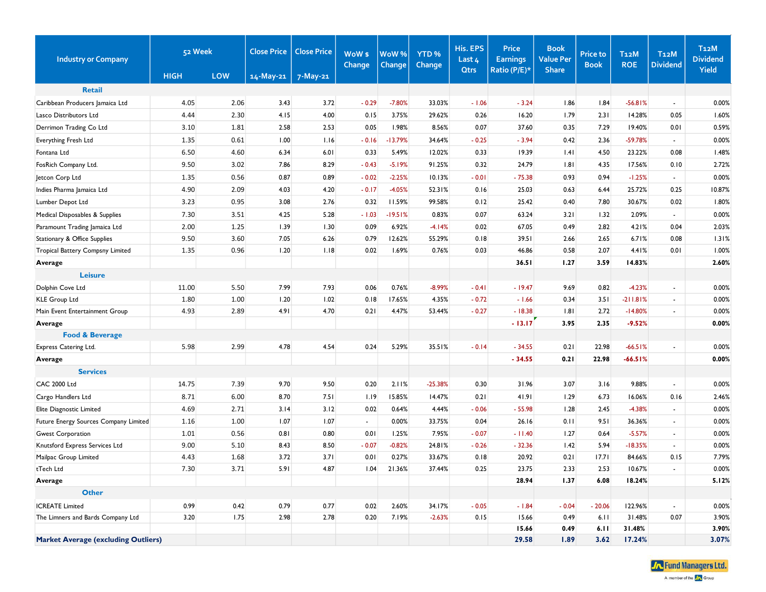| Industry or Company | 52 Week HIGH | 52 Week LOW | Close Price 14-May-21 | Close Price 7-May-21 | WoW $ Change | WoW % Change | YTD % Change | His. EPS Last 4 Qtrs | Price Earnings Ratio (P/E)* | Book Value Per Share | Price to Book | T12M ROE | T12M Dividend | T12M Dividend Yield |
|---|---|---|---|---|---|---|---|---|---|---|---|---|---|---|
| **Retail** | | | | | | | | | | | | | | |
| Caribbean Producers Jamaica Ltd | 4.05 | 2.06 | 3.43 | 3.72 | - 0.29 | -7.80% | 33.03% | - 1.06 | - 3.24 | 1.86 | 1.84 | -56.81% | - | 0.00% |
| Lasco Distributors Ltd | 4.44 | 2.30 | 4.15 | 4.00 | 0.15 | 3.75% | 29.62% | 0.26 | 16.20 | 1.79 | 2.31 | 14.28% | 0.05 | 1.60% |
| Derrimon Trading Co Ltd | 3.10 | 1.81 | 2.58 | 2.53 | 0.05 | 1.98% | 8.56% | 0.07 | 37.60 | 0.35 | 7.29 | 19.40% | 0.01 | 0.59% |
| Everything Fresh Ltd | 1.35 | 0.61 | 1.00 | 1.16 | - 0.16 | -13.79% | 34.64% | - 0.25 | - 3.94 | 0.42 | 2.36 | -59.78% | - | 0.00% |
| Fontana Ltd | 6.50 | 4.60 | 6.34 | 6.01 | 0.33 | 5.49% | 12.02% | 0.33 | 19.39 | 1.41 | 4.50 | 23.22% | 0.08 | 1.48% |
| FosRich Company Ltd. | 9.50 | 3.02 | 7.86 | 8.29 | - 0.43 | -5.19% | 91.25% | 0.32 | 24.79 | 1.81 | 4.35 | 17.56% | 0.10 | 2.72% |
| Jetcon Corp Ltd | 1.35 | 0.56 | 0.87 | 0.89 | - 0.02 | -2.25% | 10.13% | - 0.01 | - 75.38 | 0.93 | 0.94 | -1.25% | - | 0.00% |
| Indies Pharma Jamaica Ltd | 4.90 | 2.09 | 4.03 | 4.20 | - 0.17 | -4.05% | 52.31% | 0.16 | 25.03 | 0.63 | 6.44 | 25.72% | 0.25 | 10.87% |
| Lumber Depot Ltd | 3.23 | 0.95 | 3.08 | 2.76 | 0.32 | 11.59% | 99.58% | 0.12 | 25.42 | 0.40 | 7.80 | 30.67% | 0.02 | 1.80% |
| Medical Disposables & Supplies | 7.30 | 3.51 | 4.25 | 5.28 | - 1.03 | -19.51% | 0.83% | 0.07 | 63.24 | 3.21 | 1.32 | 2.09% | - | 0.00% |
| Paramount Trading Jamaica Ltd | 2.00 | 1.25 | 1.39 | 1.30 | 0.09 | 6.92% | -4.14% | 0.02 | 67.05 | 0.49 | 2.82 | 4.21% | 0.04 | 2.03% |
| Stationary & Office Supplies | 9.50 | 3.60 | 7.05 | 6.26 | 0.79 | 12.62% | 55.29% | 0.18 | 39.51 | 2.66 | 2.65 | 6.71% | 0.08 | 1.31% |
| Tropical Battery Compsny Limited | 1.35 | 0.96 | 1.20 | 1.18 | 0.02 | 1.69% | 0.76% | 0.03 | 46.86 | 0.58 | 2.07 | 4.41% | 0.01 | 1.00% |
| **Average** | | | | | | | | | **36.51** | **1.27** | **3.59** | **14.83%** | | **2.60%** |
| **Leisure** | | | | | | | | | | | | | | |
| Dolphin Cove Ltd | 11.00 | 5.50 | 7.99 | 7.93 | 0.06 | 0.76% | -8.99% | - 0.41 | - 19.47 | 9.69 | 0.82 | -4.23% | - | 0.00% |
| KLE Group Ltd | 1.80 | 1.00 | 1.20 | 1.02 | 0.18 | 17.65% | 4.35% | - 0.72 | - 1.66 | 0.34 | 3.51 | -211.81% | - | 0.00% |
| Main Event Entertainment Group | 4.93 | 2.89 | 4.91 | 4.70 | 0.21 | 4.47% | 53.44% | - 0.27 | - 18.38 | 1.81 | 2.72 | -14.80% | - | 0.00% |
| **Average** | | | | | | | | | **- 13.17** | **3.95** | **2.35** | **-9.52%** | | **0.00%** |
| **Food & Beverage** | | | | | | | | | | | | | | |
| Express Catering Ltd. | 5.98 | 2.99 | 4.78 | 4.54 | 0.24 | 5.29% | 35.51% | - 0.14 | - 34.55 | 0.21 | 22.98 | -66.51% | - | 0.00% |
| **Average** | | | | | | | | | **- 34.55** | **0.21** | **22.98** | **-66.51%** | | **0.00%** |
| **Services** | | | | | | | | | | | | | | |
| CAC 2000 Ltd | 14.75 | 7.39 | 9.70 | 9.50 | 0.20 | 2.11% | -25.38% | 0.30 | 31.96 | 3.07 | 3.16 | 9.88% | - | 0.00% |
| Cargo Handlers Ltd | 8.71 | 6.00 | 8.70 | 7.51 | 1.19 | 15.85% | 14.47% | 0.21 | 41.91 | 1.29 | 6.73 | 16.06% | 0.16 | 2.46% |
| Elite Diagnostic Limited | 4.69 | 2.71 | 3.14 | 3.12 | 0.02 | 0.64% | 4.44% | - 0.06 | - 55.98 | 1.28 | 2.45 | -4.38% | - | 0.00% |
| Future Energy Sources Company Limited | 1.16 | 1.00 | 1.07 | 1.07 | - | 0.00% | 33.75% | 0.04 | 26.16 | 0.11 | 9.51 | 36.36% | - | 0.00% |
| Gwest Corporation | 1.01 | 0.56 | 0.81 | 0.80 | 0.01 | 1.25% | 7.95% | - 0.07 | - 11.40 | 1.27 | 0.64 | -5.57% | - | 0.00% |
| Knutsford Express Services Ltd | 9.00 | 5.10 | 8.43 | 8.50 | - 0.07 | -0.82% | 24.81% | - 0.26 | - 32.36 | 1.42 | 5.94 | -18.35% | - | 0.00% |
| Mailpac Group Limited | 4.43 | 1.68 | 3.72 | 3.71 | 0.01 | 0.27% | 33.67% | 0.18 | 20.92 | 0.21 | 17.71 | 84.66% | 0.15 | 7.79% |
| tTech Ltd | 7.30 | 3.71 | 5.91 | 4.87 | 1.04 | 21.36% | 37.44% | 0.25 | 23.75 | 2.33 | 2.53 | 10.67% | - | 0.00% |
| **Average** | | | | | | | | | **28.94** | **1.37** | **6.08** | **18.24%** | | **5.12%** |
| **Other** | | | | | | | | | | | | | | |
| ICREATE Limited | 0.99 | 0.42 | 0.79 | 0.77 | 0.02 | 2.60% | 34.17% | - 0.05 | - 1.84 | - 0.04 | - 20.06 | 122.96% | - | 0.00% |
| The Limners and Bards Company Ltd | 3.20 | 1.75 | 2.98 | 2.78 | 0.20 | 7.19% | -2.63% | 0.15 | 15.66 | 0.49 | 6.11 | 31.48% | 0.07 | 3.90% |
| | | | | | | | | | **15.66** | **0.49** | **6.11** | **31.48%** | | **3.90%** |
| **Market Average (excluding Outliers)** | | | | | | | | | **29.58** | **1.89** | **3.62** | **17.24%** | | **3.07%** |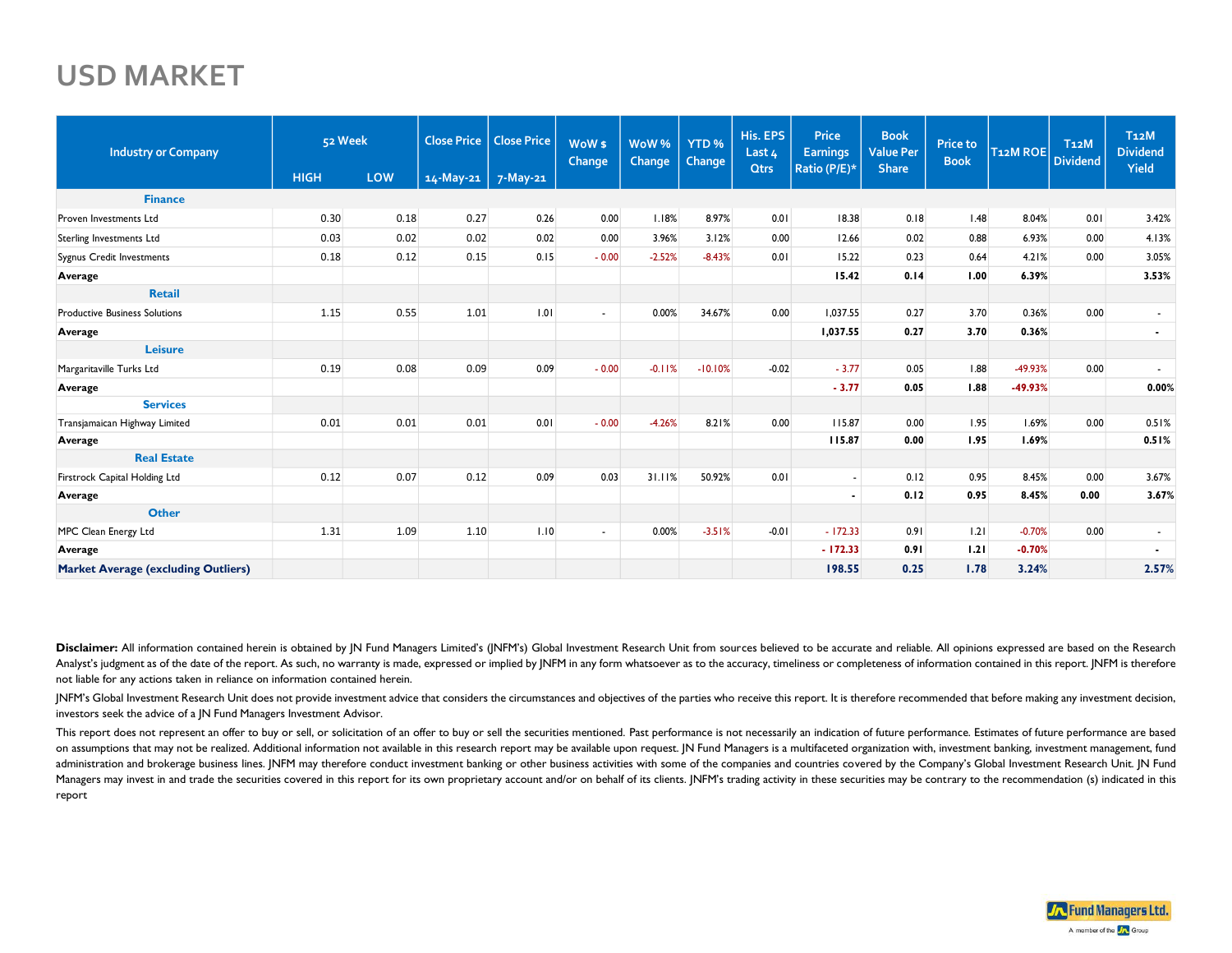# USD MARKET

| Industry or Company | 52 Week | | Close Price | Close Price | WoW $ Change | WoW % Change | YTD % Change | His. EPS Last 4 Qtrs | Price Earnings Ratio (P/E)* | Book Value Per Share | Price to Book | T12M ROE | T12M Dividend | T12M Dividend Yield |
|---|---|---|---|---|---|---|---|---|---|---|---|---|---|---|
| | HIGH | LOW | 14-May-21 | 7-May-21 | | | | | | | | | | |
| **Finance** | | | | | | | | | | | | | | |
| Proven Investments Ltd | 0.30 | 0.18 | 0.27 | 0.26 | 0.00 | 1.18% | 8.97% | 0.01 | 18.38 | 0.18 | 1.48 | 8.04% | 0.01 | 3.42% |
| Sterling Investments Ltd | 0.03 | 0.02 | 0.02 | 0.02 | 0.00 | 3.96% | 3.12% | 0.00 | 12.66 | 0.02 | 0.88 | 6.93% | 0.00 | 4.13% |
| Sygnus Credit Investments | 0.18 | 0.12 | 0.15 | 0.15 | - 0.00 | -2.52% | -8.43% | 0.01 | 15.22 | 0.23 | 0.64 | 4.21% | 0.00 | 3.05% |
| **Average** | | | | | | | | | **15.42** | **0.14** | **1.00** | **6.39%** | | **3.53%** |
| **Retail** | | | | | | | | | | | | | | |
| Productive Business Solutions | 1.15 | 0.55 | 1.01 | 1.01 | - | 0.00% | 34.67% | 0.00 | 1,037.55 | 0.27 | 3.70 | 0.36% | 0.00 | - |
| **Average** | | | | | | | | | **1,037.55** | **0.27** | **3.70** | **0.36%** | | **-** |
| **Leisure** | | | | | | | | | | | | | | |
| Margaritaville Turks Ltd | 0.19 | 0.08 | 0.09 | 0.09 | - 0.00 | -0.11% | -10.10% | -0.02 | - 3.77 | 0.05 | 1.88 | -49.93% | 0.00 | - |
| **Average** | | | | | | | | | **- 3.77** | **0.05** | **1.88** | **-49.93%** | | **0.00%** |
| **Services** | | | | | | | | | | | | | | |
| Transjamaican Highway Limited | 0.01 | 0.01 | 0.01 | 0.01 | - 0.00 | -4.26% | 8.21% | 0.00 | 115.87 | 0.00 | 1.95 | 1.69% | 0.00 | 0.51% |
| **Average** | | | | | | | | | **115.87** | **0.00** | **1.95** | **1.69%** | | **0.51%** |
| **Real Estate** | | | | | | | | | | | | | | |
| Firstrock Capital Holding Ltd | 0.12 | 0.07 | 0.12 | 0.09 | 0.03 | 31.11% | 50.92% | 0.01 | - | 0.12 | 0.95 | 8.45% | 0.00 | 3.67% |
| **Average** | | | | | | | | | **-** | **0.12** | **0.95** | **8.45%** | **0.00** | **3.67%** |
| **Other** | | | | | | | | | | | | | | |
| MPC Clean Energy Ltd | 1.31 | 1.09 | 1.10 | 1.10 | - | 0.00% | -3.51% | -0.01 | - 172.33 | 0.91 | 1.21 | -0.70% | 0.00 | - |
| **Average** | | | | | | | | | **- 172.33** | **0.91** | **1.21** | **-0.70%** | | **-** |
| **Market Average (excluding Outliers)** | | | | | | | | | **198.55** | **0.25** | **1.78** | **3.24%** | | **2.57%** |

**Disclaimer:** All information contained herein is obtained by JN Fund Managers Limited's (JNFM's) Global Investment Research Unit from sources believed to be accurate and reliable. All opinions expressed are based on the Research Analyst's judgment as of the date of the report. As such, no warranty is made, expressed or implied by JNFM in any form whatsoever as to the accuracy, timeliness or completeness of information contained in this report. JNFM is therefore not liable for any actions taken in reliance on information contained herein.

JNFM's Global Investment Research Unit does not provide investment advice that considers the circumstances and objectives of the parties who receive this report. It is therefore recommended that before making any investment decision, investors seek the advice of a JN Fund Managers Investment Advisor.

This report does not represent an offer to buy or sell, or solicitation of an offer to buy or sell the securities mentioned. Past performance is not necessarily an indication of future performance. Estimates of future performance are based on assumptions that may not be realized. Additional information not available in this research report may be available upon request. JN Fund Managers is a multifaceted organization with, investment banking, investment management, fund administration and brokerage business lines. JNFM may therefore conduct investment banking or other business activities with some of the companies and countries covered by the Company's Global Investment Research Unit. JN Fund Managers may invest in and trade the securities covered in this report for its own proprietary account and/or on behalf of its clients. JNFM's trading activity in these securities may be contrary to the recommendation (s) indicated in this report

Fund Managers Ltd.

A member of the JN Group